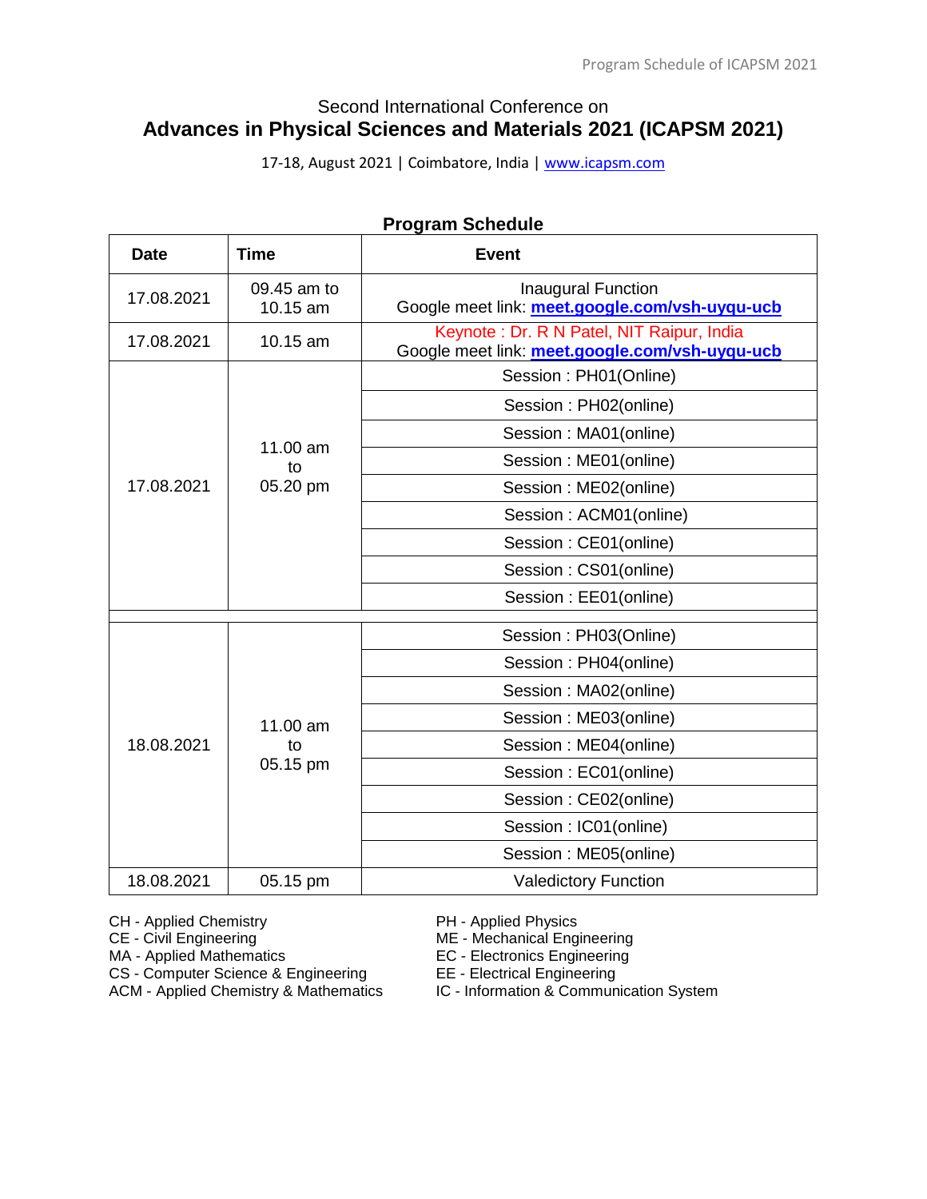Second International Conference on

# Advances in Physical Sciences and Materials 2021 (ICAPSM 2021)

17-18, August 2021 | Coimbatore, India | www.icapsm.com

## Program Schedule

| Date | Time | Event |
|---|---|---|
| 17.08.2021 | 09.45 am to 10.15 am | Inaugural Function<br>Google meet link: **meet.google.com/vsh-uyqu-ucb** |
| 17.08.2021 | 10.15 am | Keynote : Dr. R N Patel, NIT Raipur, India<br>Google meet link: **meet.google.com/vsh-uyqu-ucb** |
| 17.08.2021 | 11.00 am to 05.20 pm | Session : PH01(Online) |
| | | Session : PH02(online) |
| | | Session : MA01(online) |
| | | Session : ME01(online) |
| | | Session : ME02(online) |
| | | Session : ACM01(online) |
| | | Session : CE01(online) |
| | | Session : CS01(online) |
| | | Session : EE01(online) |
| | | |
| 18.08.2021 | 11.00 am to 05.15 pm | Session : PH03(Online) |
| | | Session : PH04(online) |
| | | Session : MA02(online) |
| | | Session : ME03(online) |
| | | Session : ME04(online) |
| | | Session : EC01(online) |
| | | Session : CE02(online) |
| | | Session : IC01(online) |
| | | Session : ME05(online) |
| 18.08.2021 | 05.15 pm | Valedictory Function |

CH - Applied Chemistry
CE - Civil Engineering
MA - Applied Mathematics
CS - Computer Science & Engineering
ACM - Applied Chemistry & Mathematics

PH - Applied Physics
ME - Mechanical Engineering
EC - Electronics Engineering
EE - Electrical Engineering
IC - Information & Communication System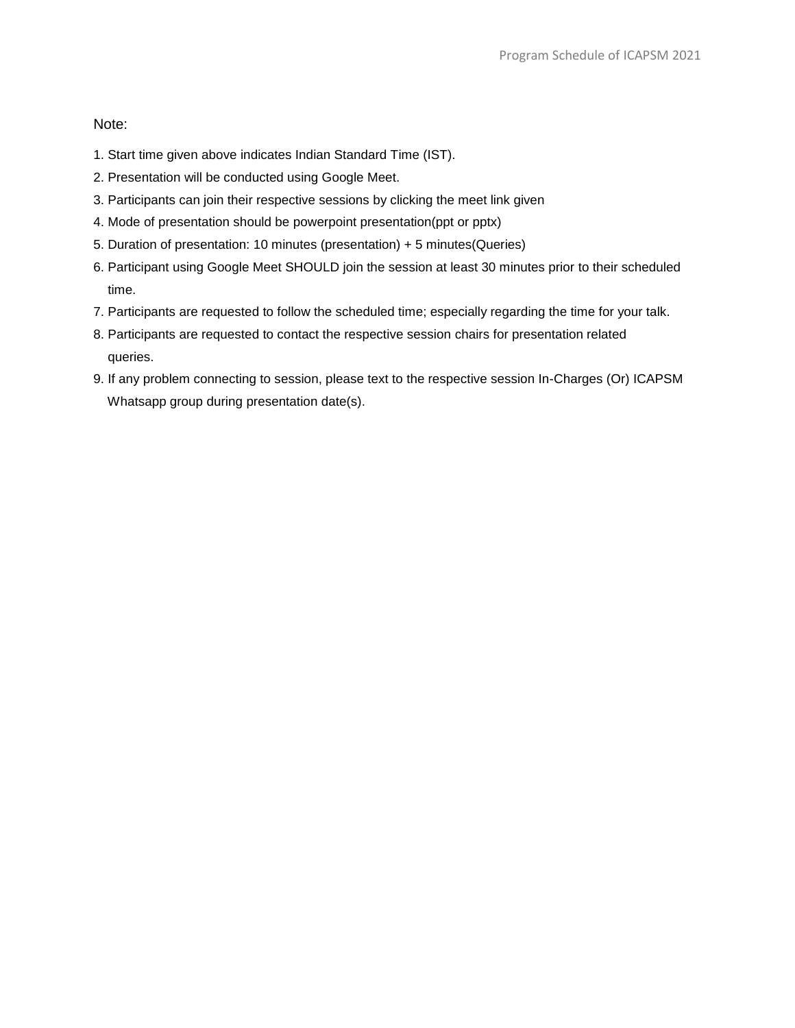Note:

1. Start time given above indicates Indian Standard Time (IST).
2. Presentation will be conducted using Google Meet.
3. Participants can join their respective sessions by clicking the meet link given
4. Mode of presentation should be powerpoint presentation(ppt or pptx)
5. Duration of presentation: 10 minutes (presentation) + 5 minutes(Queries)
6. Participant using Google Meet SHOULD join the session at least 30 minutes prior to their scheduled time.
7. Participants are requested to follow the scheduled time; especially regarding the time for your talk.
8. Participants are requested to contact the respective session chairs for presentation related queries.
9. If any problem connecting to session, please text to the respective session In-Charges (Or) ICAPSM Whatsapp group during presentation date(s).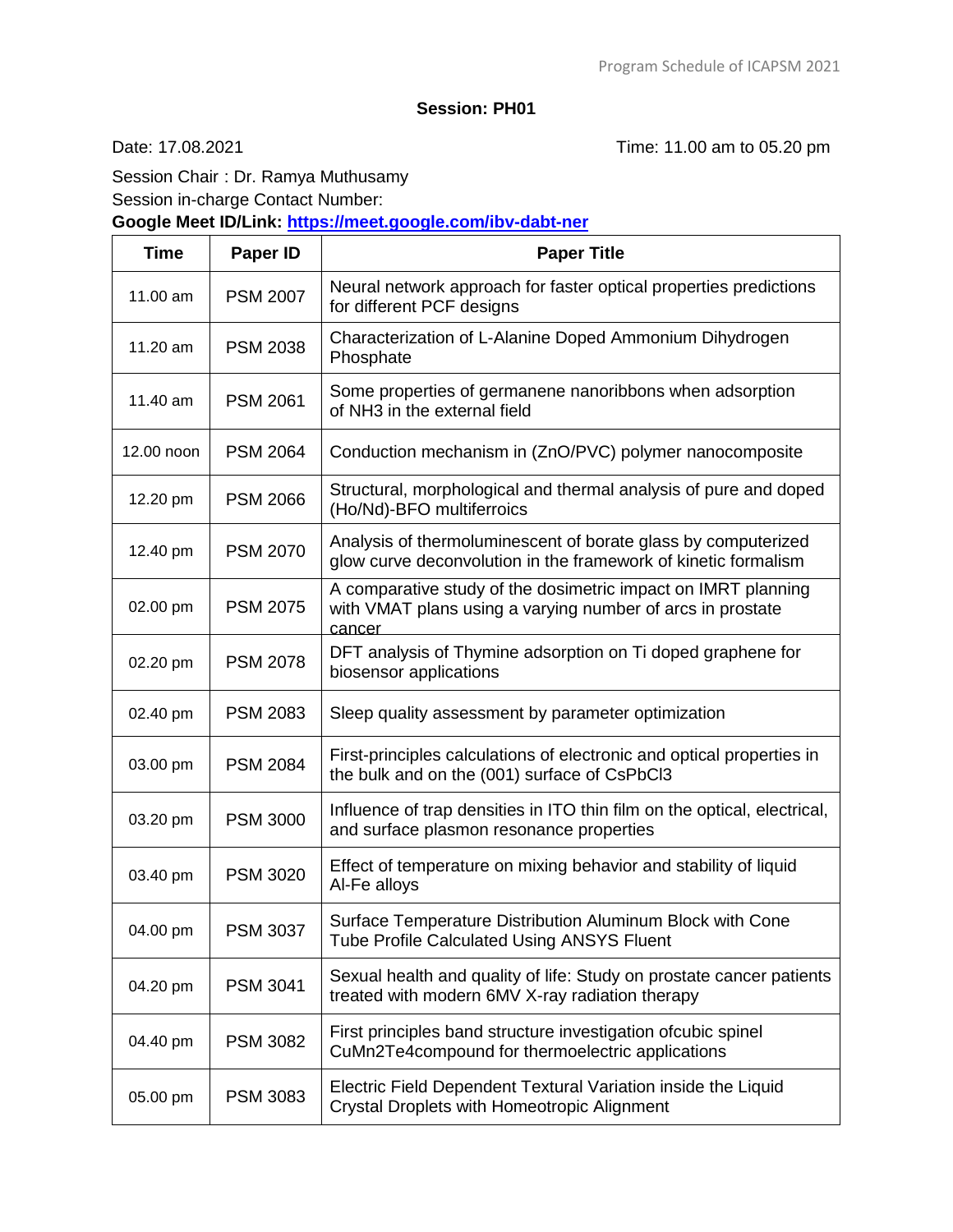## Session: PH01

Date: 17.08.2021 Time: 11.00 am to 05.20 pm

Session Chair : Dr. Ramya Muthusamy

Session in-charge Contact Number:

**Google Meet ID/Link: [https://meet.google.com/ibv-dabt-ner](https://meet.google.com/ibv-dabt-ner)**

| Time | Paper ID | Paper Title |
|---|---|---|
| 11.00 am | PSM 2007 | Neural network approach for faster optical properties predictions for different PCF designs |
| 11.20 am | PSM 2038 | Characterization of L-Alanine Doped Ammonium Dihydrogen Phosphate |
| 11.40 am | PSM 2061 | Some properties of germanene nanoribbons when adsorption of $NH_3$ in the external field |
| 12.00 noon | PSM 2064 | Conduction mechanism in (ZnO/PVC) polymer nanocomposite |
| 12.20 pm | PSM 2066 | Structural, morphological and thermal analysis of pure and doped (Ho/Nd)-BFO multiferroics |
| 12.40 pm | PSM 2070 | Analysis of thermoluminescent of borate glass by computerized glow curve deconvolution in the framework of kinetic formalism |
| 02.00 pm | PSM 2075 | A comparative study of the dosimetric impact on IMRT planning with VMAT plans using a varying number of arcs in prostate cancer |
| 02.20 pm | PSM 2078 | DFT analysis of Thymine adsorption on Ti doped graphene for biosensor applications |
| 02.40 pm | PSM 2083 | Sleep quality assessment by parameter optimization |
| 03.00 pm | PSM 2084 | First-principles calculations of electronic and optical properties in the bulk and on the (001) surface of $CsPbCl_3$ |
| 03.20 pm | PSM 3000 | Influence of trap densities in ITO thin film on the optical, electrical, and surface plasmon resonance properties |
| 03.40 pm | PSM 3020 | Effect of temperature on mixing behavior and stability of liquid Al-Fe alloys |
| 04.00 pm | PSM 3037 | Surface Temperature Distribution Aluminum Block with Cone Tube Profile Calculated Using ANSYS Fluent |
| 04.20 pm | PSM 3041 | Sexual health and quality of life: Study on prostate cancer patients treated with modern 6MV X-ray radiation therapy |
| 04.40 pm | PSM 3082 | First principles band structure investigation ofcubic spinel $CuMn_2Te_4$compound for thermoelectric applications |
| 05.00 pm | PSM 3083 | Electric Field Dependent Textural Variation inside the Liquid Crystal Droplets with Homeotropic Alignment |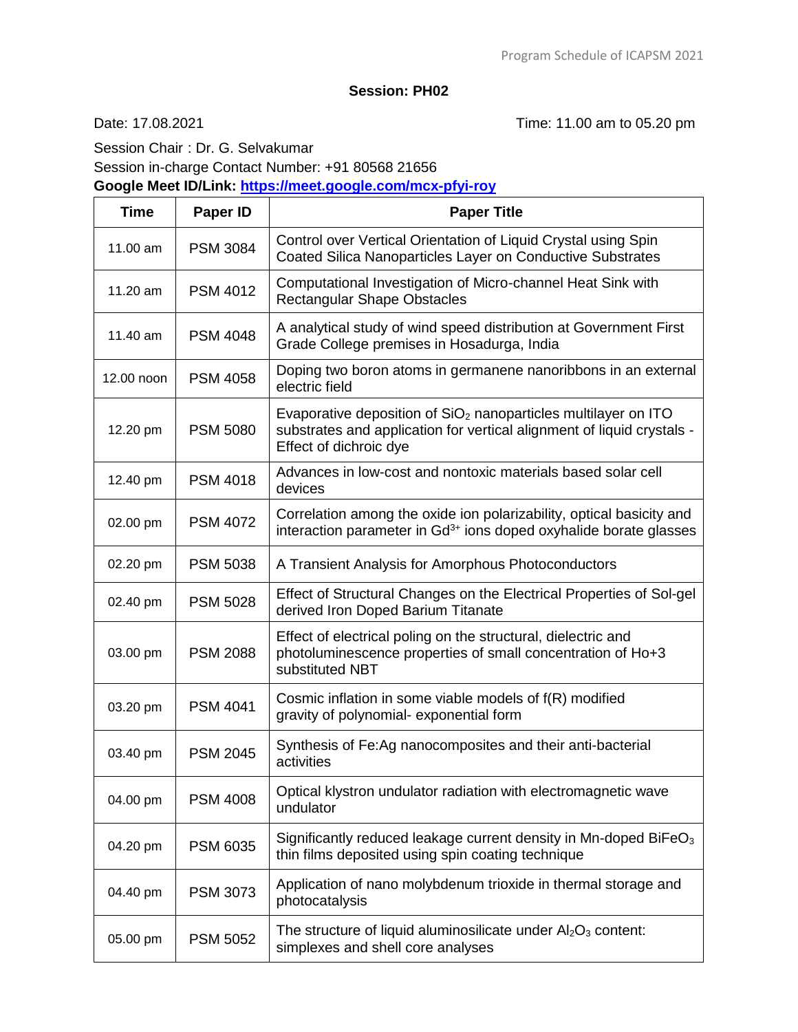**Session: PH02**

Date: 17.08.2021

Time: 11.00 am to 05.20 pm

Session Chair : Dr. G. Selvakumar

Session in-charge Contact Number: +91 80568 21656

**Google Meet ID/Link: https://meet.google.com/mcx-pfyi-roy**

| Time | Paper ID | Paper Title |
|---|---|---|
| 11.00 am | PSM 3084 | Control over Vertical Orientation of Liquid Crystal using Spin Coated Silica Nanoparticles Layer on Conductive Substrates |
| 11.20 am | PSM 4012 | Computational Investigation of Micro-channel Heat Sink with Rectangular Shape Obstacles |
| 11.40 am | PSM 4048 | A analytical study of wind speed distribution at Government First Grade College premises in Hosadurga, India |
| 12.00 noon | PSM 4058 | Doping two boron atoms in germanene nanoribbons in an external electric field |
| 12.20 pm | PSM 5080 | Evaporative deposition of $SiO_2$ nanoparticles multilayer on ITO substrates and application for vertical alignment of liquid crystals - Effect of dichroic dye |
| 12.40 pm | PSM 4018 | Advances in low-cost and nontoxic materials based solar cell devices |
| 02.00 pm | PSM 4072 | Correlation among the oxide ion polarizability, optical basicity and interaction parameter in $Gd^{3+}$ ions doped oxyhalide borate glasses |
| 02.20 pm | PSM 5038 | A Transient Analysis for Amorphous Photoconductors |
| 02.40 pm | PSM 5028 | Effect of Structural Changes on the Electrical Properties of Sol-gel derived Iron Doped Barium Titanate |
| 03.00 pm | PSM 2088 | Effect of electrical poling on the structural, dielectric and photoluminescence properties of small concentration of Ho+3 substituted NBT |
| 03.20 pm | PSM 4041 | Cosmic inflation in some viable models of f(R) modified gravity of polynomial- exponential form |
| 03.40 pm | PSM 2045 | Synthesis of Fe:Ag nanocomposites and their anti-bacterial activities |
| 04.00 pm | PSM 4008 | Optical klystron undulator radiation with electromagnetic wave undulator |
| 04.20 pm | PSM 6035 | Significantly reduced leakage current density in Mn-doped $BiFeO_3$ thin films deposited using spin coating technique |
| 04.40 pm | PSM 3073 | Application of nano molybdenum trioxide in thermal storage and photocatalysis |
| 05.00 pm | PSM 5052 | The structure of liquid aluminosilicate under $Al_2O_3$ content: simplexes and shell core analyses |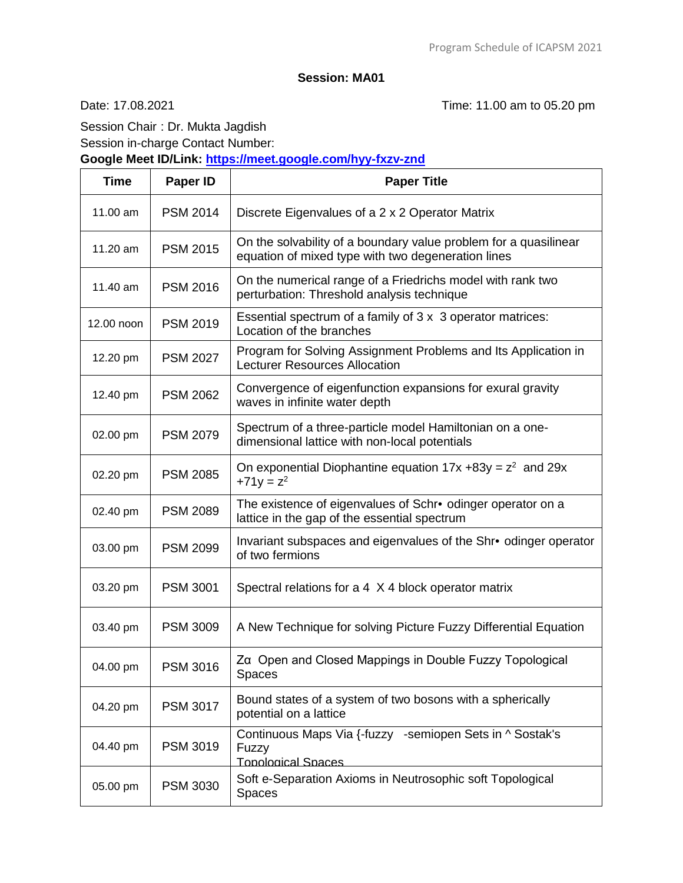## Session: MA01

Date: 17.08.2021 Time: 11.00 am to 05.20 pm

Session Chair : Dr. Mukta Jagdish

Session in-charge Contact Number:

**Google Meet ID/Link: [https://meet.google.com/hyy-fxzv-znd](https://meet.google.com/hyy-fxzv-znd)**

| Time | Paper ID | Paper Title |
|---|---|---|
| 11.00 am | PSM 2014 | Discrete Eigenvalues of a 2 x 2 Operator Matrix |
| 11.20 am | PSM 2015 | On the solvability of a boundary value problem for a quasilinear equation of mixed type with two degeneration lines |
| 11.40 am | PSM 2016 | On the numerical range of a Friedrichs model with rank two perturbation: Threshold analysis technique |
| 12.00 noon | PSM 2019 | Essential spectrum of a family of 3 x 3 operator matrices: Location of the branches |
| 12.20 pm | PSM 2027 | Program for Solving Assignment Problems and Its Application in Lecturer Resources Allocation |
| 12.40 pm | PSM 2062 | Convergence of eigenfunction expansions for exural gravity waves in infinite water depth |
| 02.00 pm | PSM 2079 | Spectrum of a three-particle model Hamiltonian on a one-dimensional lattice with non-local potentials |
| 02.20 pm | PSM 2085 | On exponential Diophantine equation $17x + 83y = z^2$ and $29x + 71y = z^2$ |
| 02.40 pm | PSM 2089 | The existence of eigenvalues of Schr• odinger operator on a lattice in the gap of the essential spectrum |
| 03.00 pm | PSM 2099 | Invariant subspaces and eigenvalues of the Shr• odinger operator of two fermions |
| 03.20 pm | PSM 3001 | Spectral relations for a 4 X 4 block operator matrix |
| 03.40 pm | PSM 3009 | A New Technique for solving Picture Fuzzy Differential Equation |
| 04.00 pm | PSM 3016 | Zα Open and Closed Mappings in Double Fuzzy Topological Spaces |
| 04.20 pm | PSM 3017 | Bound states of a system of two bosons with a spherically potential on a lattice |
| 04.40 pm | PSM 3019 | Continuous Maps Via {-fuzzy -semiopen Sets in ^ Sostak's Fuzzy Topological Spaces |
| 05.00 pm | PSM 3030 | Soft e-Separation Axioms in Neutrosophic soft Topological Spaces |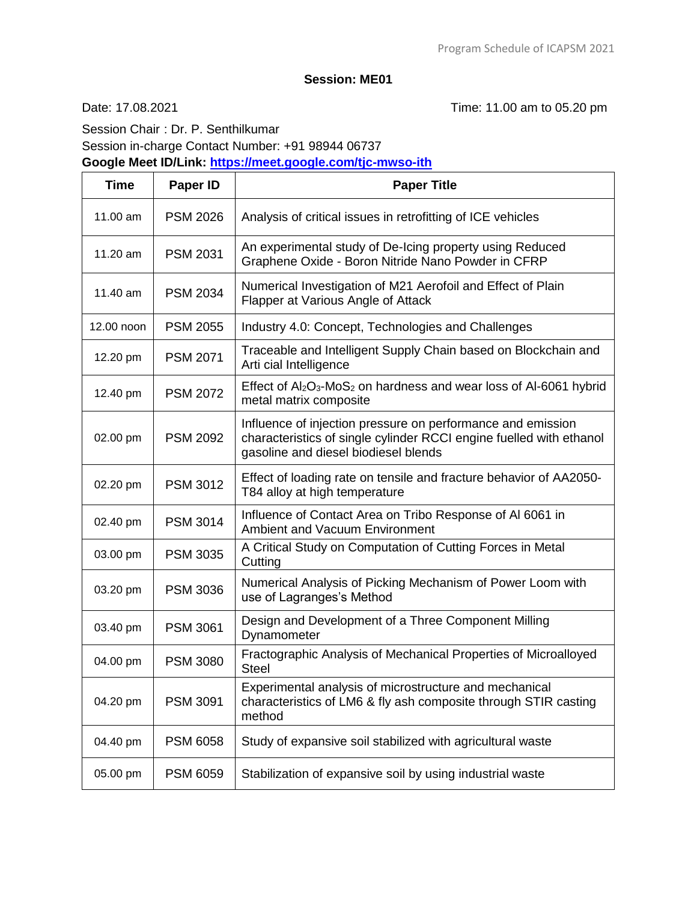## Session: ME01

Date: 17.08.2021 Time: 11.00 am to 05.20 pm

Session Chair : Dr. P. Senthilkumar
Session in-charge Contact Number: +91 98944 06737
**Google Meet ID/Link: https://meet.google.com/tjc-mwso-ith**

| Time | Paper ID | Paper Title |
|---|---|---|
| 11.00 am | PSM 2026 | Analysis of critical issues in retrofitting of ICE vehicles |
| 11.20 am | PSM 2031 | An experimental study of De-Icing property using Reduced Graphene Oxide - Boron Nitride Nano Powder in CFRP |
| 11.40 am | PSM 2034 | Numerical Investigation of M21 Aerofoil and Effect of Plain Flapper at Various Angle of Attack |
| 12.00 noon | PSM 2055 | Industry 4.0: Concept, Technologies and Challenges |
| 12.20 pm | PSM 2071 | Traceable and Intelligent Supply Chain based on Blockchain and Arti cial Intelligence |
| 12.40 pm | PSM 2072 | Effect of $Al_2O_3$-$MoS_2$ on hardness and wear loss of Al-6061 hybrid metal matrix composite |
| 02.00 pm | PSM 2092 | Influence of injection pressure on performance and emission characteristics of single cylinder RCCI engine fuelled with ethanol gasoline and diesel biodiesel blends |
| 02.20 pm | PSM 3012 | Effect of loading rate on tensile and fracture behavior of AA2050-T84 alloy at high temperature |
| 02.40 pm | PSM 3014 | Influence of Contact Area on Tribo Response of Al 6061 in Ambient and Vacuum Environment |
| 03.00 pm | PSM 3035 | A Critical Study on Computation of Cutting Forces in Metal Cutting |
| 03.20 pm | PSM 3036 | Numerical Analysis of Picking Mechanism of Power Loom with use of Lagranges's Method |
| 03.40 pm | PSM 3061 | Design and Development of a Three Component Milling Dynamometer |
| 04.00 pm | PSM 3080 | Fractographic Analysis of Mechanical Properties of Microalloyed Steel |
| 04.20 pm | PSM 3091 | Experimental analysis of microstructure and mechanical characteristics of LM6 & fly ash composite through STIR casting method |
| 04.40 pm | PSM 6058 | Study of expansive soil stabilized with agricultural waste |
| 05.00 pm | PSM 6059 | Stabilization of expansive soil by using industrial waste |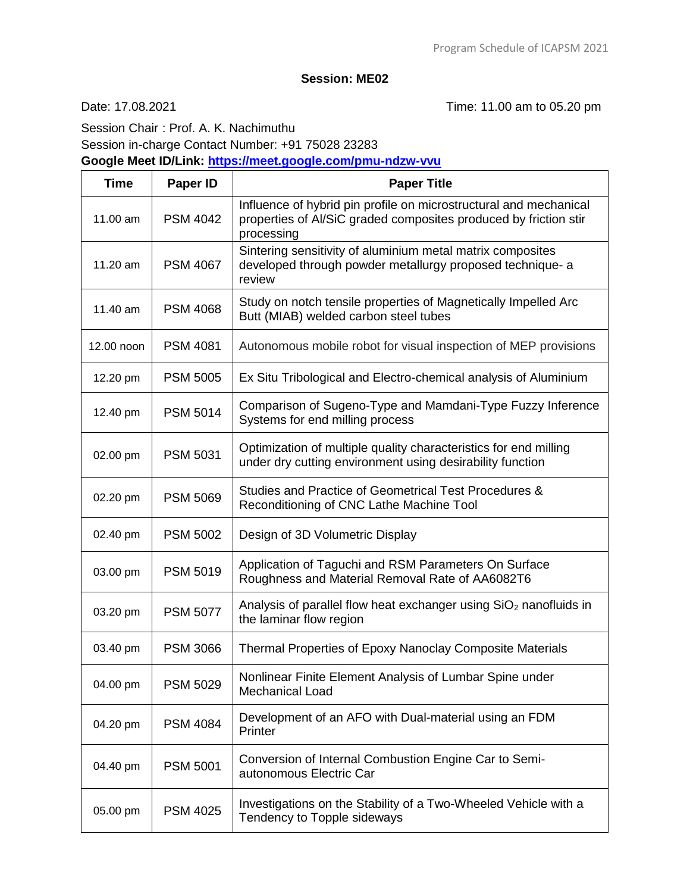## Session: ME02

Date: 17.08.2021 Time: 11.00 am to 05.20 pm

Session Chair : Prof. A. K. Nachimuthu
Session in-charge Contact Number: +91 75028 23283
**Google Meet ID/Link: https://meet.google.com/pmu-ndzw-vvu**

| Time | Paper ID | Paper Title |
|---|---|---|
| 11.00 am | PSM 4042 | Influence of hybrid pin profile on microstructural and mechanical properties of Al/SiC graded composites produced by friction stir processing |
| 11.20 am | PSM 4067 | Sintering sensitivity of aluminium metal matrix composites developed through powder metallurgy proposed technique- a review |
| 11.40 am | PSM 4068 | Study on notch tensile properties of Magnetically Impelled Arc Butt (MIAB) welded carbon steel tubes |
| 12.00 noon | PSM 4081 | Autonomous mobile robot for visual inspection of MEP provisions |
| 12.20 pm | PSM 5005 | Ex Situ Tribological and Electro-chemical analysis of Aluminium |
| 12.40 pm | PSM 5014 | Comparison of Sugeno-Type and Mamdani-Type Fuzzy Inference Systems for end milling process |
| 02.00 pm | PSM 5031 | Optimization of multiple quality characteristics for end milling under dry cutting environment using desirability function |
| 02.20 pm | PSM 5069 | Studies and Practice of Geometrical Test Procedures & Reconditioning of CNC Lathe Machine Tool |
| 02.40 pm | PSM 5002 | Design of 3D Volumetric Display |
| 03.00 pm | PSM 5019 | Application of Taguchi and RSM Parameters On Surface Roughness and Material Removal Rate of AA6082T6 |
| 03.20 pm | PSM 5077 | Analysis of parallel flow heat exchanger using $SiO_2$ nanofluids in the laminar flow region |
| 03.40 pm | PSM 3066 | Thermal Properties of Epoxy Nanoclay Composite Materials |
| 04.00 pm | PSM 5029 | Nonlinear Finite Element Analysis of Lumbar Spine under Mechanical Load |
| 04.20 pm | PSM 4084 | Development of an AFO with Dual-material using an FDM Printer |
| 04.40 pm | PSM 5001 | Conversion of Internal Combustion Engine Car to Semi-autonomous Electric Car |
| 05.00 pm | PSM 4025 | Investigations on the Stability of a Two-Wheeled Vehicle with a Tendency to Topple sideways |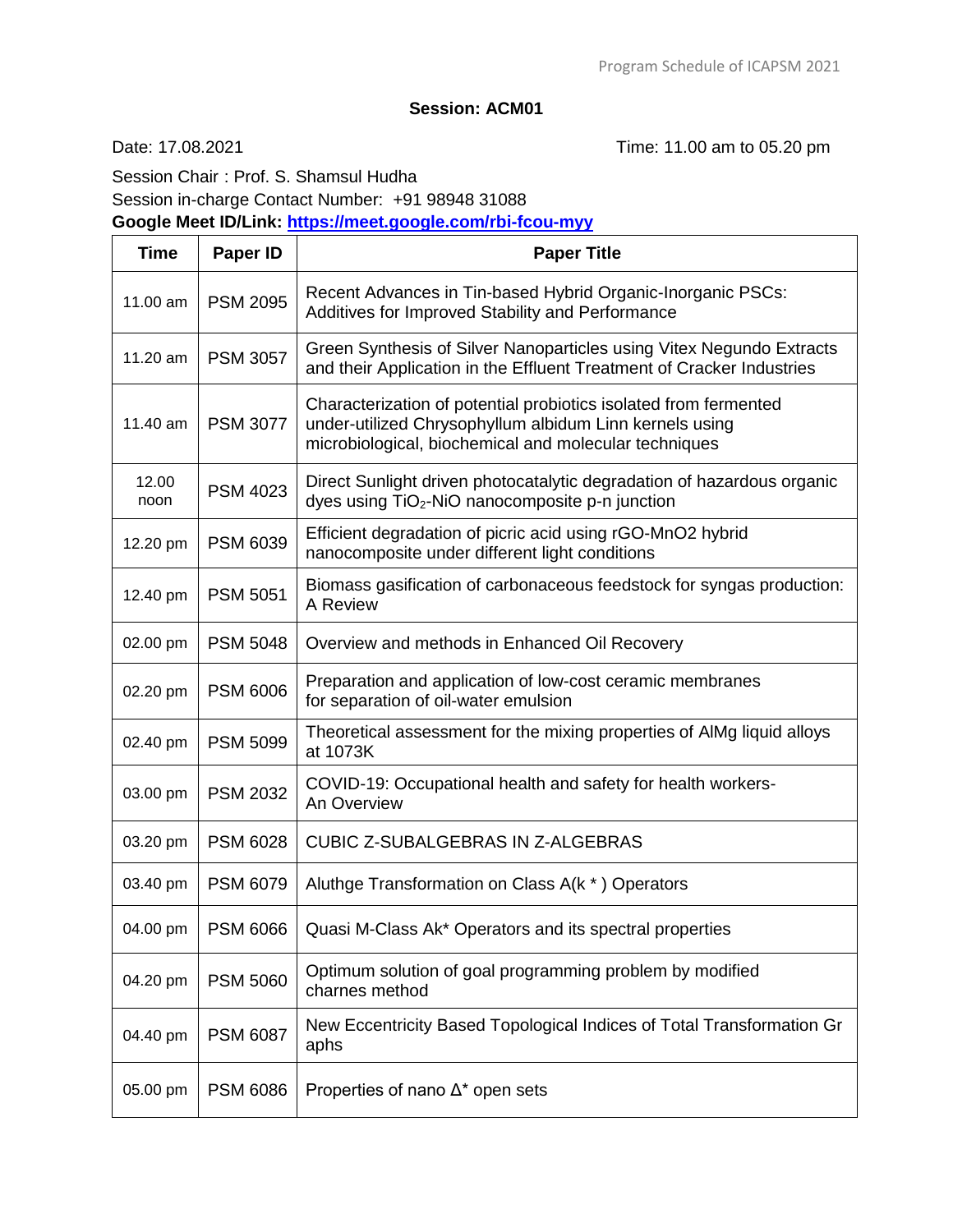## Session: ACM01

Date: 17.08.2021 Time: 11.00 am to 05.20 pm

Session Chair : Prof. S. Shamsul Hudha
Session in-charge Contact Number: +91 98948 31088
**Google Meet ID/Link: https://meet.google.com/rbi-fcou-myy**

| Time | Paper ID | Paper Title |
|---|---|---|
| 11.00 am | PSM 2095 | Recent Advances in Tin-based Hybrid Organic-Inorganic PSCs: Additives for Improved Stability and Performance |
| 11.20 am | PSM 3057 | Green Synthesis of Silver Nanoparticles using Vitex Negundo Extracts and their Application in the Effluent Treatment of Cracker Industries |
| 11.40 am | PSM 3077 | Characterization of potential probiotics isolated from fermented under-utilized Chrysophyllum albidum Linn kernels using microbiological, biochemical and molecular techniques |
| 12.00 noon | PSM 4023 | Direct Sunlight driven photocatalytic degradation of hazardous organic dyes using $TiO_2$-NiO nanocomposite p-n junction |
| 12.20 pm | PSM 6039 | Efficient degradation of picric acid using rGO-MnO2 hybrid nanocomposite under different light conditions |
| 12.40 pm | PSM 5051 | Biomass gasification of carbonaceous feedstock for syngas production: A Review |
| 02.00 pm | PSM 5048 | Overview and methods in Enhanced Oil Recovery |
| 02.20 pm | PSM 6006 | Preparation and application of low-cost ceramic membranes for separation of oil-water emulsion |
| 02.40 pm | PSM 5099 | Theoretical assessment for the mixing properties of AlMg liquid alloys at 1073K |
| 03.00 pm | PSM 2032 | COVID-19: Occupational health and safety for health workers- An Overview |
| 03.20 pm | PSM 6028 | CUBIC Z-SUBALGEBRAS IN Z-ALGEBRAS |
| 03.40 pm | PSM 6079 | Aluthge Transformation on Class A(k * ) Operators |
| 04.00 pm | PSM 6066 | Quasi M-Class Ak* Operators and its spectral properties |
| 04.20 pm | PSM 5060 | Optimum solution of goal programming problem by modified charnes method |
| 04.40 pm | PSM 6087 | New Eccentricity Based Topological Indices of Total Transformation Gr aphs |
| 05.00 pm | PSM 6086 | Properties of nano Δ* open sets |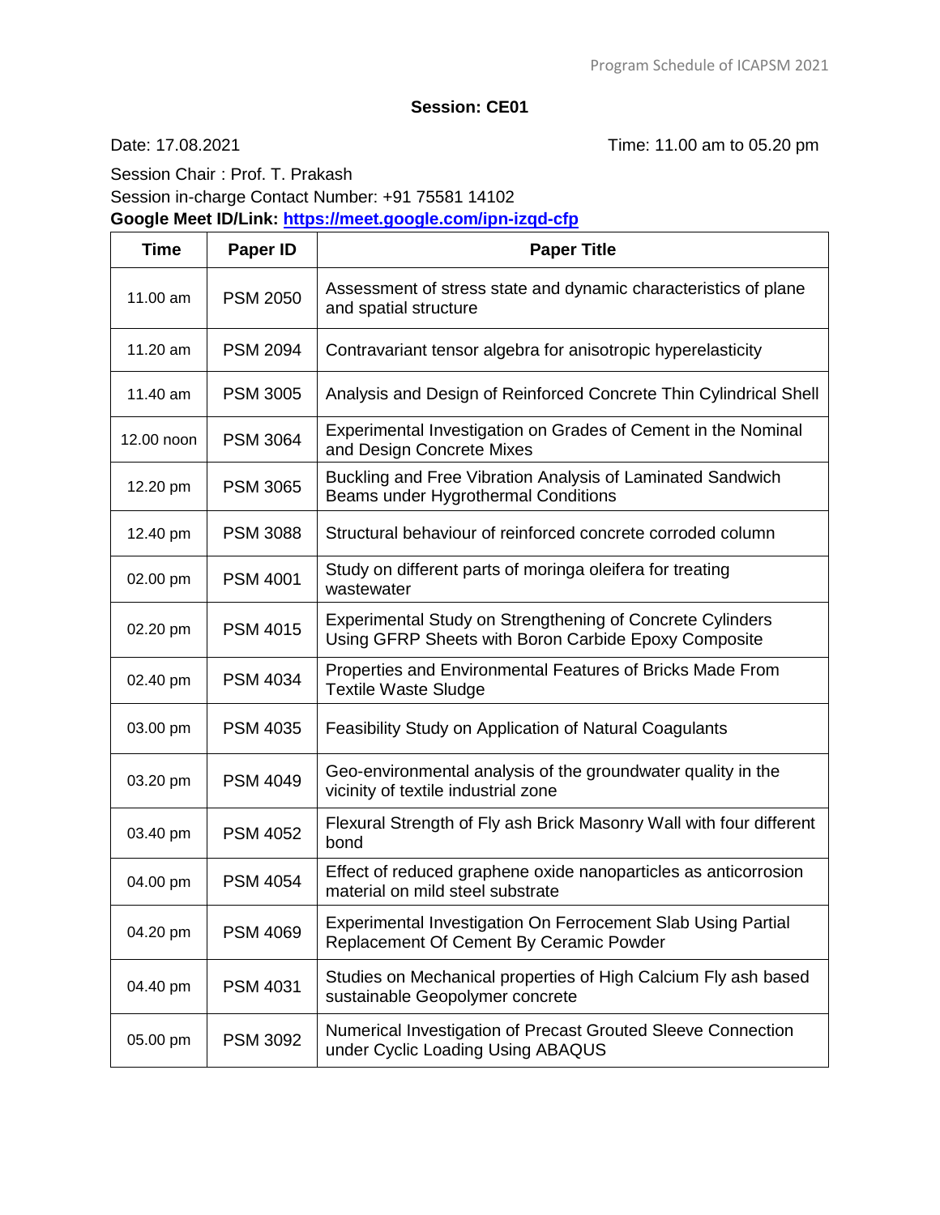**Session: CE01**

Date: 17.08.2021 Time: 11.00 am to 05.20 pm

Session Chair : Prof. T. Prakash
Session in-charge Contact Number: +91 75581 14102
**Google Meet ID/Link: https://meet.google.com/ipn-izqd-cfp**

| Time | Paper ID | Paper Title |
|---|---|---|
| 11.00 am | PSM 2050 | Assessment of stress state and dynamic characteristics of plane and spatial structure |
| 11.20 am | PSM 2094 | Contravariant tensor algebra for anisotropic hyperelasticity |
| 11.40 am | PSM 3005 | Analysis and Design of Reinforced Concrete Thin Cylindrical Shell |
| 12.00 noon | PSM 3064 | Experimental Investigation on Grades of Cement in the Nominal and Design Concrete Mixes |
| 12.20 pm | PSM 3065 | Buckling and Free Vibration Analysis of Laminated Sandwich Beams under Hygrothermal Conditions |
| 12.40 pm | PSM 3088 | Structural behaviour of reinforced concrete corroded column |
| 02.00 pm | PSM 4001 | Study on different parts of moringa oleifera for treating wastewater |
| 02.20 pm | PSM 4015 | Experimental Study on Strengthening of Concrete Cylinders Using GFRP Sheets with Boron Carbide Epoxy Composite |
| 02.40 pm | PSM 4034 | Properties and Environmental Features of Bricks Made From Textile Waste Sludge |
| 03.00 pm | PSM 4035 | Feasibility Study on Application of Natural Coagulants |
| 03.20 pm | PSM 4049 | Geo-environmental analysis of the groundwater quality in the vicinity of textile industrial zone |
| 03.40 pm | PSM 4052 | Flexural Strength of Fly ash Brick Masonry Wall with four different bond |
| 04.00 pm | PSM 4054 | Effect of reduced graphene oxide nanoparticles as anticorrosion material on mild steel substrate |
| 04.20 pm | PSM 4069 | Experimental Investigation On Ferrocement Slab Using Partial Replacement Of Cement By Ceramic Powder |
| 04.40 pm | PSM 4031 | Studies on Mechanical properties of High Calcium Fly ash based sustainable Geopolymer concrete |
| 05.00 pm | PSM 3092 | Numerical Investigation of Precast Grouted Sleeve Connection under Cyclic Loading Using ABAQUS |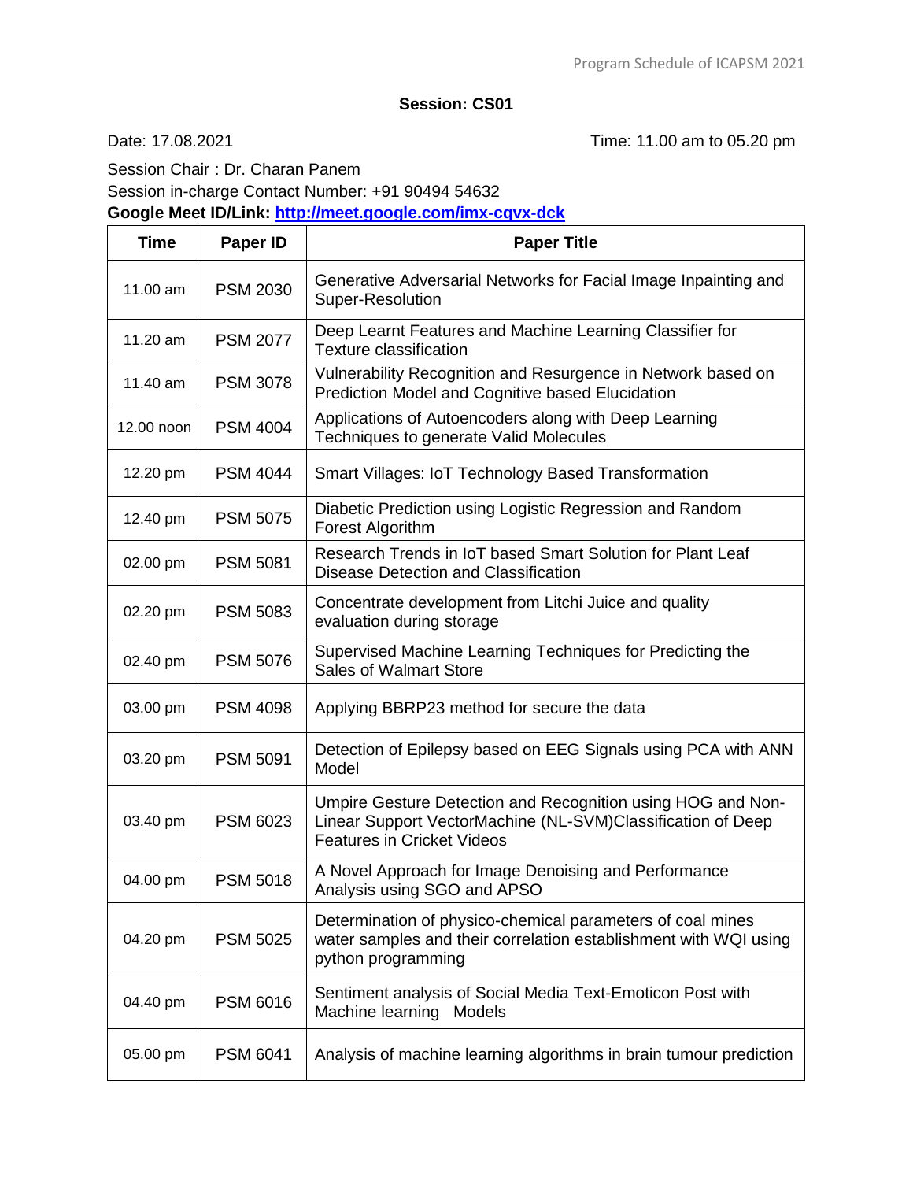**Session: CS01**

Date: 17.08.2021 Time: 11.00 am to 05.20 pm

Session Chair : Dr. Charan Panem

Session in-charge Contact Number: +91 90494 54632

**Google Meet ID/Link: http://meet.google.com/imx-cqvx-dck**

| Time | Paper ID | Paper Title |
|---|---|---|
| 11.00 am | PSM 2030 | Generative Adversarial Networks for Facial Image Inpainting and Super-Resolution |
| 11.20 am | PSM 2077 | Deep Learnt Features and Machine Learning Classifier for Texture classification |
| 11.40 am | PSM 3078 | Vulnerability Recognition and Resurgence in Network based on Prediction Model and Cognitive based Elucidation |
| 12.00 noon | PSM 4004 | Applications of Autoencoders along with Deep Learning Techniques to generate Valid Molecules |
| 12.20 pm | PSM 4044 | Smart Villages: IoT Technology Based Transformation |
| 12.40 pm | PSM 5075 | Diabetic Prediction using Logistic Regression and Random Forest Algorithm |
| 02.00 pm | PSM 5081 | Research Trends in IoT based Smart Solution for Plant Leaf Disease Detection and Classification |
| 02.20 pm | PSM 5083 | Concentrate development from Litchi Juice and quality evaluation during storage |
| 02.40 pm | PSM 5076 | Supervised Machine Learning Techniques for Predicting the Sales of Walmart Store |
| 03.00 pm | PSM 4098 | Applying BBRP23 method for secure the data |
| 03.20 pm | PSM 5091 | Detection of Epilepsy based on EEG Signals using PCA with ANN Model |
| 03.40 pm | PSM 6023 | Umpire Gesture Detection and Recognition using HOG and Non-Linear Support VectorMachine (NL-SVM)Classification of Deep Features in Cricket Videos |
| 04.00 pm | PSM 5018 | A Novel Approach for Image Denoising and Performance Analysis using SGO and APSO |
| 04.20 pm | PSM 5025 | Determination of physico-chemical parameters of coal mines water samples and their correlation establishment with WQI using python programming |
| 04.40 pm | PSM 6016 | Sentiment analysis of Social Media Text-Emoticon Post with Machine learning Models |
| 05.00 pm | PSM 6041 | Analysis of machine learning algorithms in brain tumour prediction |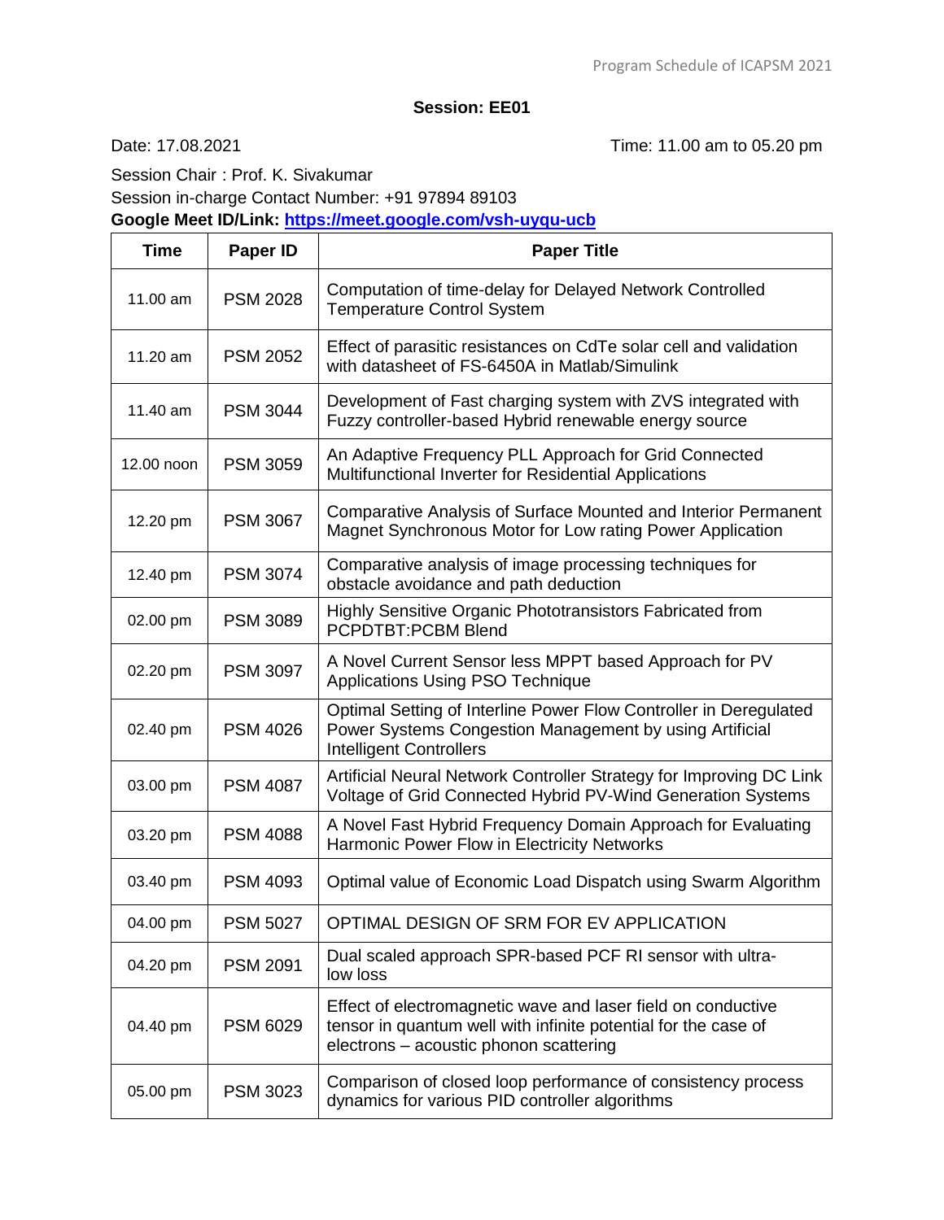**Session: EE01**

Date: 17.08.2021 Time: 11.00 am to 05.20 pm

Session Chair : Prof. K. Sivakumar

Session in-charge Contact Number: +91 97894 89103

**Google Meet ID/Link: [https://meet.google.com/vsh-uyqu-ucb](https://meet.google.com/vsh-uyqu-ucb)**

| Time | Paper ID | Paper Title |
|---|---|---|
| 11.00 am | PSM 2028 | Computation of time-delay for Delayed Network Controlled Temperature Control System |
| 11.20 am | PSM 2052 | Effect of parasitic resistances on CdTe solar cell and validation with datasheet of FS-6450A in Matlab/Simulink |
| 11.40 am | PSM 3044 | Development of Fast charging system with ZVS integrated with Fuzzy controller-based Hybrid renewable energy source |
| 12.00 noon | PSM 3059 | An Adaptive Frequency PLL Approach for Grid Connected Multifunctional Inverter for Residential Applications |
| 12.20 pm | PSM 3067 | Comparative Analysis of Surface Mounted and Interior Permanent Magnet Synchronous Motor for Low rating Power Application |
| 12.40 pm | PSM 3074 | Comparative analysis of image processing techniques for obstacle avoidance and path deduction |
| 02.00 pm | PSM 3089 | Highly Sensitive Organic Phototransistors Fabricated from PCPDTBT:PCBM Blend |
| 02.20 pm | PSM 3097 | A Novel Current Sensor less MPPT based Approach for PV Applications Using PSO Technique |
| 02.40 pm | PSM 4026 | Optimal Setting of Interline Power Flow Controller in Deregulated Power Systems Congestion Management by using Artificial Intelligent Controllers |
| 03.00 pm | PSM 4087 | Artificial Neural Network Controller Strategy for Improving DC Link Voltage of Grid Connected Hybrid PV-Wind Generation Systems |
| 03.20 pm | PSM 4088 | A Novel Fast Hybrid Frequency Domain Approach for Evaluating Harmonic Power Flow in Electricity Networks |
| 03.40 pm | PSM 4093 | Optimal value of Economic Load Dispatch using Swarm Algorithm |
| 04.00 pm | PSM 5027 | OPTIMAL DESIGN OF SRM FOR EV APPLICATION |
| 04.20 pm | PSM 2091 | Dual scaled approach SPR-based PCF RI sensor with ultra-low loss |
| 04.40 pm | PSM 6029 | Effect of electromagnetic wave and laser field on conductive tensor in quantum well with infinite potential for the case of electrons – acoustic phonon scattering |
| 05.00 pm | PSM 3023 | Comparison of closed loop performance of consistency process dynamics for various PID controller algorithms |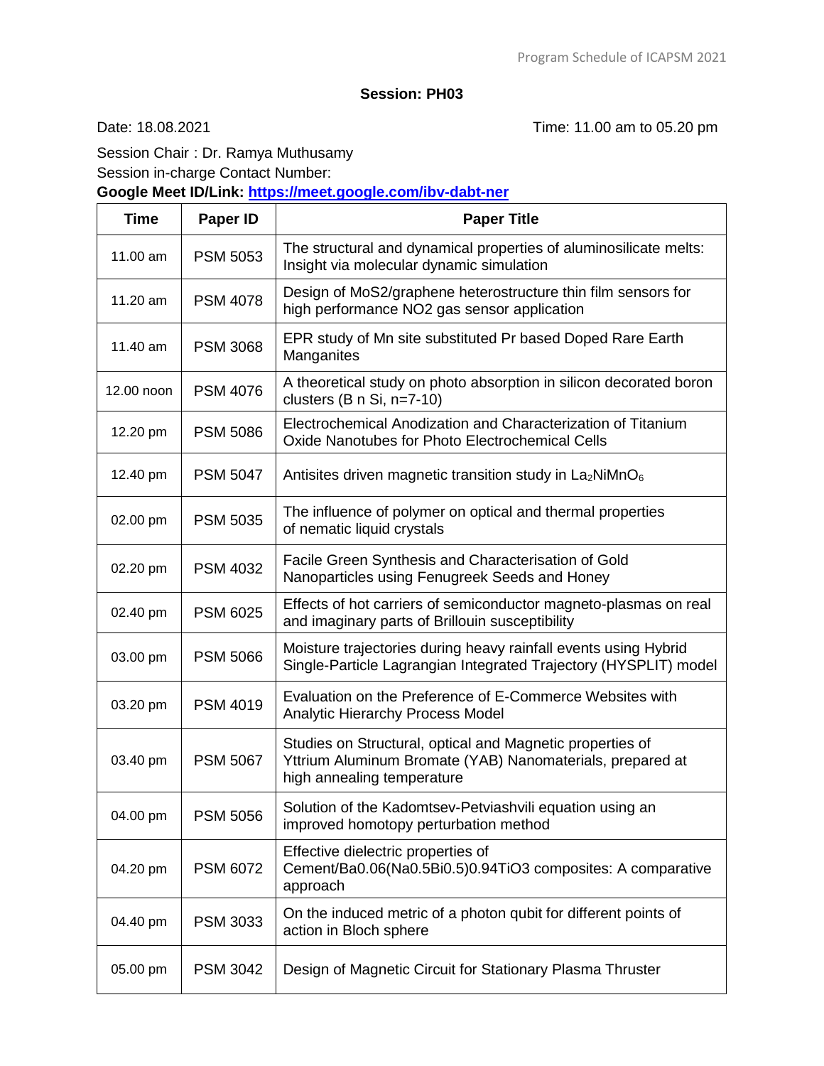### Session: PH03

Date: 18.08.2021 Time: 11.00 am to 05.20 pm

Session Chair : Dr. Ramya Muthusamy
Session in-charge Contact Number:
**Google Meet ID/Link: https://meet.google.com/ibv-dabt-ner**

| Time | Paper ID | Paper Title |
|---|---|---|
| 11.00 am | PSM 5053 | The structural and dynamical properties of aluminosilicate melts: Insight via molecular dynamic simulation |
| 11.20 am | PSM 4078 | Design of MoS2/graphene heterostructure thin film sensors for high performance NO2 gas sensor application |
| 11.40 am | PSM 3068 | EPR study of Mn site substituted Pr based Doped Rare Earth Manganites |
| 12.00 noon | PSM 4076 | A theoretical study on photo absorption in silicon decorated boron clusters (B n Si, n=7-10) |
| 12.20 pm | PSM 5086 | Electrochemical Anodization and Characterization of Titanium Oxide Nanotubes for Photo Electrochemical Cells |
| 12.40 pm | PSM 5047 | Antisites driven magnetic transition study in $La_2NiMnO_6$ |
| 02.00 pm | PSM 5035 | The influence of polymer on optical and thermal properties of nematic liquid crystals |
| 02.20 pm | PSM 4032 | Facile Green Synthesis and Characterisation of Gold Nanoparticles using Fenugreek Seeds and Honey |
| 02.40 pm | PSM 6025 | Effects of hot carriers of semiconductor magneto-plasmas on real and imaginary parts of Brillouin susceptibility |
| 03.00 pm | PSM 5066 | Moisture trajectories during heavy rainfall events using Hybrid Single-Particle Lagrangian Integrated Trajectory (HYSPLIT) model |
| 03.20 pm | PSM 4019 | Evaluation on the Preference of E-Commerce Websites with Analytic Hierarchy Process Model |
| 03.40 pm | PSM 5067 | Studies on Structural, optical and Magnetic properties of Yttrium Aluminum Bromate (YAB) Nanomaterials, prepared at high annealing temperature |
| 04.00 pm | PSM 5056 | Solution of the Kadomtsev-Petviashvili equation using an improved homotopy perturbation method |
| 04.20 pm | PSM 6072 | Effective dielectric properties of Cement/Ba0.06(Na0.5Bi0.5)0.94TiO3 composites: A comparative approach |
| 04.40 pm | PSM 3033 | On the induced metric of a photon qubit for different points of action in Bloch sphere |
| 05.00 pm | PSM 3042 | Design of Magnetic Circuit for Stationary Plasma Thruster |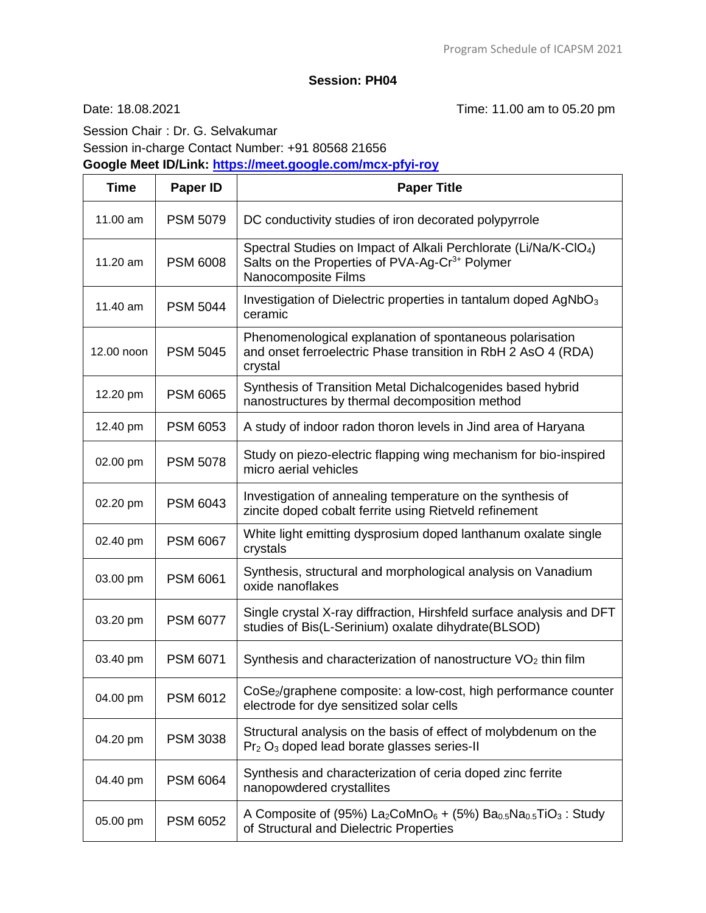**Session: PH04**

Date: 18.08.2021 Time: 11.00 am to 05.20 pm

Session Chair : Dr. G. Selvakumar

Session in-charge Contact Number: +91 80568 21656

**Google Meet ID/Link: https://meet.google.com/mcx-pfyi-roy**

| Time | Paper ID | Paper Title |
|---|---|---|
| 11.00 am | PSM 5079 | DC conductivity studies of iron decorated polypyrrole |
| 11.20 am | PSM 6008 | Spectral Studies on Impact of Alkali Perchlorate (Li/Na/K-$ClO_4$) Salts on the Properties of PVA-Ag-$Cr^{3+}$ Polymer Nanocomposite Films |
| 11.40 am | PSM 5044 | Investigation of Dielectric properties in tantalum doped $AgNbO_3$ ceramic |
| 12.00 noon | PSM 5045 | Phenomenological explanation of spontaneous polarisation and onset ferroelectric Phase transition in RbH 2 AsO 4 (RDA) crystal |
| 12.20 pm | PSM 6065 | Synthesis of Transition Metal Dichalcogenides based hybrid nanostructures by thermal decomposition method |
| 12.40 pm | PSM 6053 | A study of indoor radon thoron levels in Jind area of Haryana |
| 02.00 pm | PSM 5078 | Study on piezo-electric flapping wing mechanism for bio-inspired micro aerial vehicles |
| 02.20 pm | PSM 6043 | Investigation of annealing temperature on the synthesis of zincite doped cobalt ferrite using Rietveld refinement |
| 02.40 pm | PSM 6067 | White light emitting dysprosium doped lanthanum oxalate single crystals |
| 03.00 pm | PSM 6061 | Synthesis, structural and morphological analysis on Vanadium oxide nanoflakes |
| 03.20 pm | PSM 6077 | Single crystal X-ray diffraction, Hirshfeld surface analysis and DFT studies of Bis(L-Serinium) oxalate dihydrate(BLSOD) |
| 03.40 pm | PSM 6071 | Synthesis and characterization of nanostructure $VO_2$ thin film |
| 04.00 pm | PSM 6012 | $CoSe_2$/graphene composite: a low-cost, high performance counter electrode for dye sensitized solar cells |
| 04.20 pm | PSM 3038 | Structural analysis on the basis of effect of molybdenum on the $Pr_2\ O_3$ doped lead borate glasses series-II |
| 04.40 pm | PSM 6064 | Synthesis and characterization of ceria doped zinc ferrite nanopowdered crystallites |
| 05.00 pm | PSM 6052 | A Composite of (95%) $La_2CoMnO_6$ + (5%) $Ba_{0.5}Na_{0.5}TiO_3$ : Study of Structural and Dielectric Properties |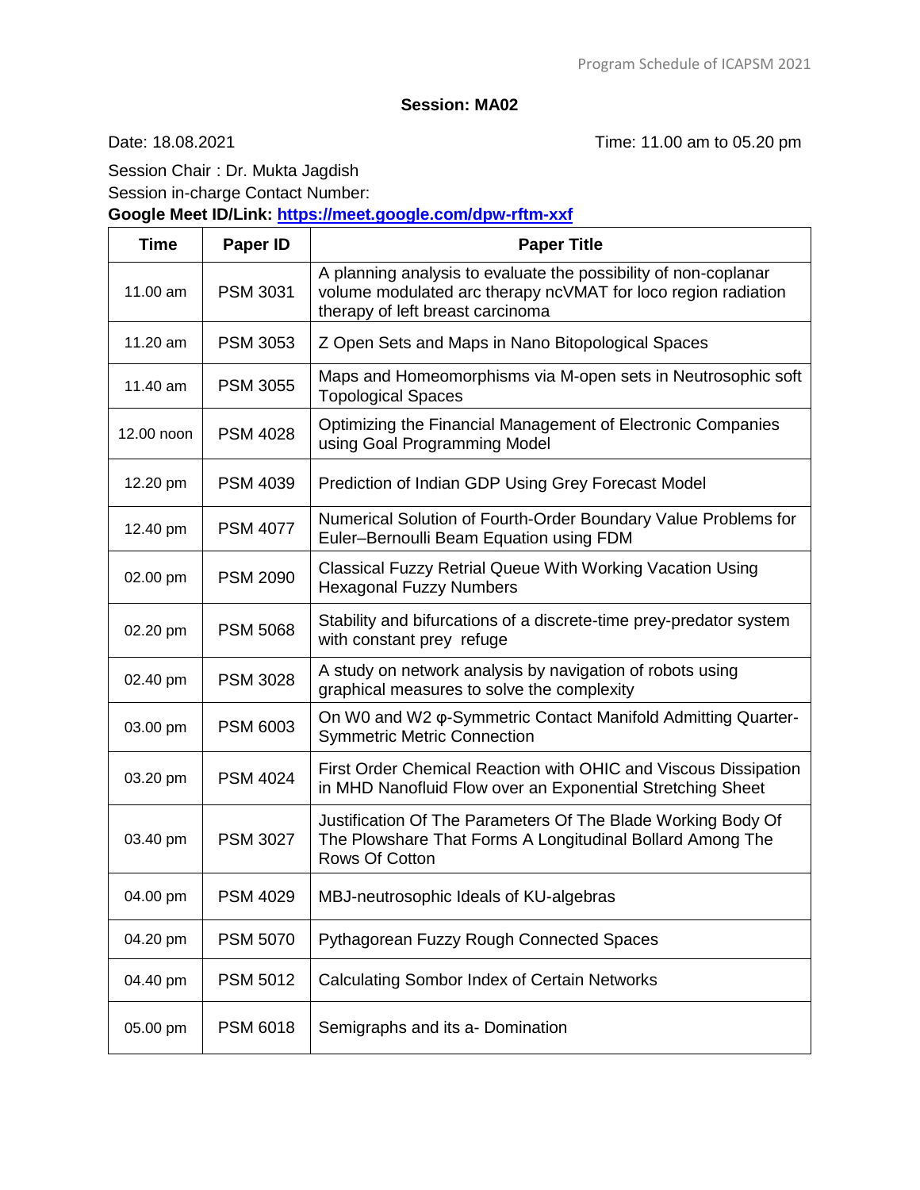## Session: MA02

Date: 18.08.2021 Time: 11.00 am to 05.20 pm

Session Chair : Dr. Mukta Jagdish

Session in-charge Contact Number:

**Google Meet ID/Link: https://meet.google.com/dpw-rftm-xxf**

| Time | Paper ID | Paper Title |
|---|---|---|
| 11.00 am | PSM 3031 | A planning analysis to evaluate the possibility of non-coplanar volume modulated arc therapy ncVMAT for loco region radiation therapy of left breast carcinoma |
| 11.20 am | PSM 3053 | Z Open Sets and Maps in Nano Bitopological Spaces |
| 11.40 am | PSM 3055 | Maps and Homeomorphisms via M-open sets in Neutrosophic soft Topological Spaces |
| 12.00 noon | PSM 4028 | Optimizing the Financial Management of Electronic Companies using Goal Programming Model |
| 12.20 pm | PSM 4039 | Prediction of Indian GDP Using Grey Forecast Model |
| 12.40 pm | PSM 4077 | Numerical Solution of Fourth-Order Boundary Value Problems for Euler–Bernoulli Beam Equation using FDM |
| 02.00 pm | PSM 2090 | Classical Fuzzy Retrial Queue With Working Vacation Using Hexagonal Fuzzy Numbers |
| 02.20 pm | PSM 5068 | Stability and bifurcations of a discrete-time prey-predator system with constant prey refuge |
| 02.40 pm | PSM 3028 | A study on network analysis by navigation of robots using graphical measures to solve the complexity |
| 03.00 pm | PSM 6003 | On W0 and W2 φ-Symmetric Contact Manifold Admitting Quarter-Symmetric Metric Connection |
| 03.20 pm | PSM 4024 | First Order Chemical Reaction with OHIC and Viscous Dissipation in MHD Nanofluid Flow over an Exponential Stretching Sheet |
| 03.40 pm | PSM 3027 | Justification Of The Parameters Of The Blade Working Body Of The Plowshare That Forms A Longitudinal Bollard Among The Rows Of Cotton |
| 04.00 pm | PSM 4029 | MBJ-neutrosophic Ideals of KU-algebras |
| 04.20 pm | PSM 5070 | Pythagorean Fuzzy Rough Connected Spaces |
| 04.40 pm | PSM 5012 | Calculating Sombor Index of Certain Networks |
| 05.00 pm | PSM 6018 | Semigraphs and its a- Domination |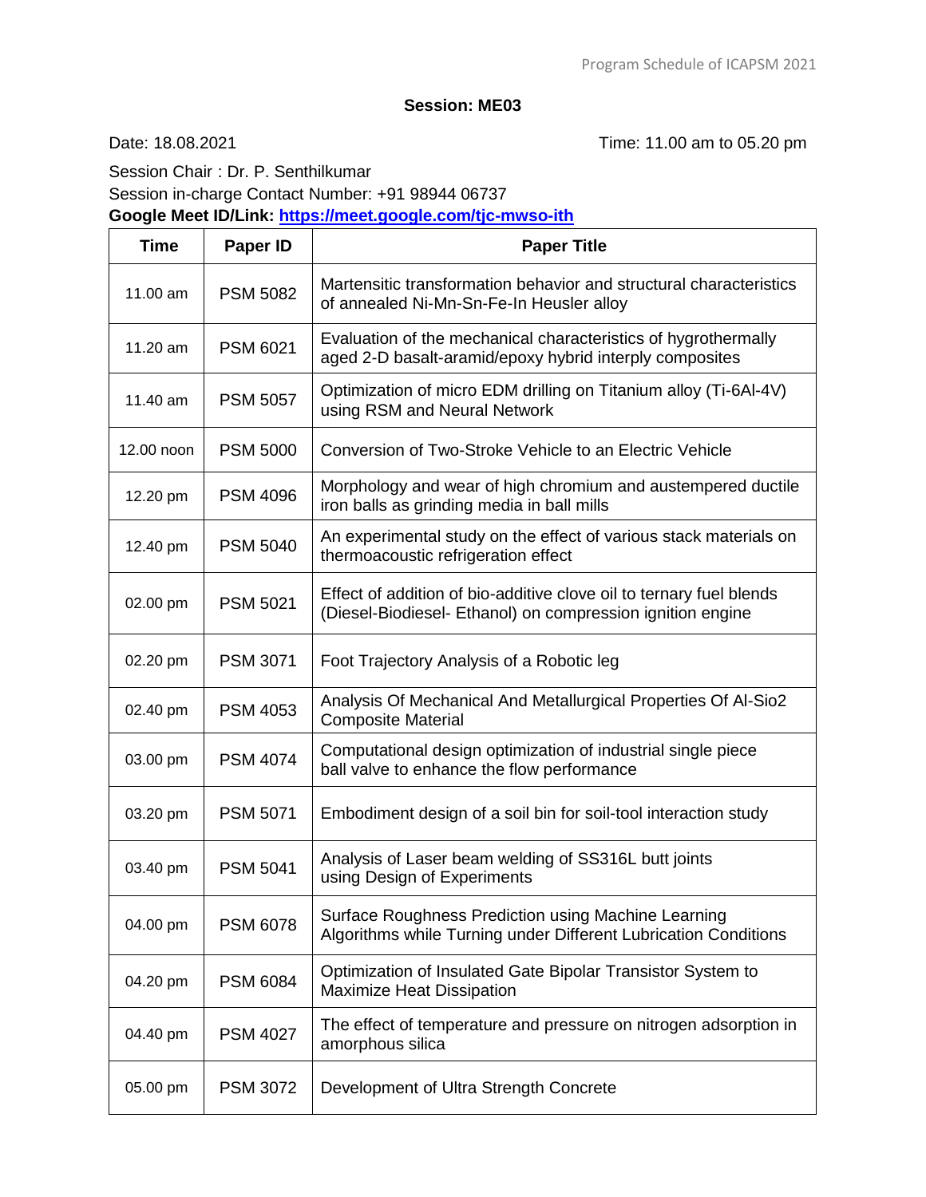**Session: ME03**

Date: 18.08.2021 Time: 11.00 am to 05.20 pm

Session Chair : Dr. P. Senthilkumar
Session in-charge Contact Number: +91 98944 06737
**Google Meet ID/Link: [https://meet.google.com/tjc-mwso-ith](https://meet.google.com/tjc-mwso-ith)**

| Time | Paper ID | Paper Title |
|---|---|---|
| 11.00 am | PSM 5082 | Martensitic transformation behavior and structural characteristics of annealed Ni-Mn-Sn-Fe-In Heusler alloy |
| 11.20 am | PSM 6021 | Evaluation of the mechanical characteristics of hygrothermally aged 2-D basalt-aramid/epoxy hybrid interply composites |
| 11.40 am | PSM 5057 | Optimization of micro EDM drilling on Titanium alloy (Ti-6Al-4V) using RSM and Neural Network |
| 12.00 noon | PSM 5000 | Conversion of Two-Stroke Vehicle to an Electric Vehicle |
| 12.20 pm | PSM 4096 | Morphology and wear of high chromium and austempered ductile iron balls as grinding media in ball mills |
| 12.40 pm | PSM 5040 | An experimental study on the effect of various stack materials on thermoacoustic refrigeration effect |
| 02.00 pm | PSM 5021 | Effect of addition of bio-additive clove oil to ternary fuel blends (Diesel-Biodiesel- Ethanol) on compression ignition engine |
| 02.20 pm | PSM 3071 | Foot Trajectory Analysis of a Robotic leg |
| 02.40 pm | PSM 4053 | Analysis Of Mechanical And Metallurgical Properties Of Al-Sio2 Composite Material |
| 03.00 pm | PSM 4074 | Computational design optimization of industrial single piece ball valve to enhance the flow performance |
| 03.20 pm | PSM 5071 | Embodiment design of a soil bin for soil-tool interaction study |
| 03.40 pm | PSM 5041 | Analysis of Laser beam welding of SS316L butt joints using Design of Experiments |
| 04.00 pm | PSM 6078 | Surface Roughness Prediction using Machine Learning Algorithms while Turning under Different Lubrication Conditions |
| 04.20 pm | PSM 6084 | Optimization of Insulated Gate Bipolar Transistor System to Maximize Heat Dissipation |
| 04.40 pm | PSM 4027 | The effect of temperature and pressure on nitrogen adsorption in amorphous silica |
| 05.00 pm | PSM 3072 | Development of Ultra Strength Concrete |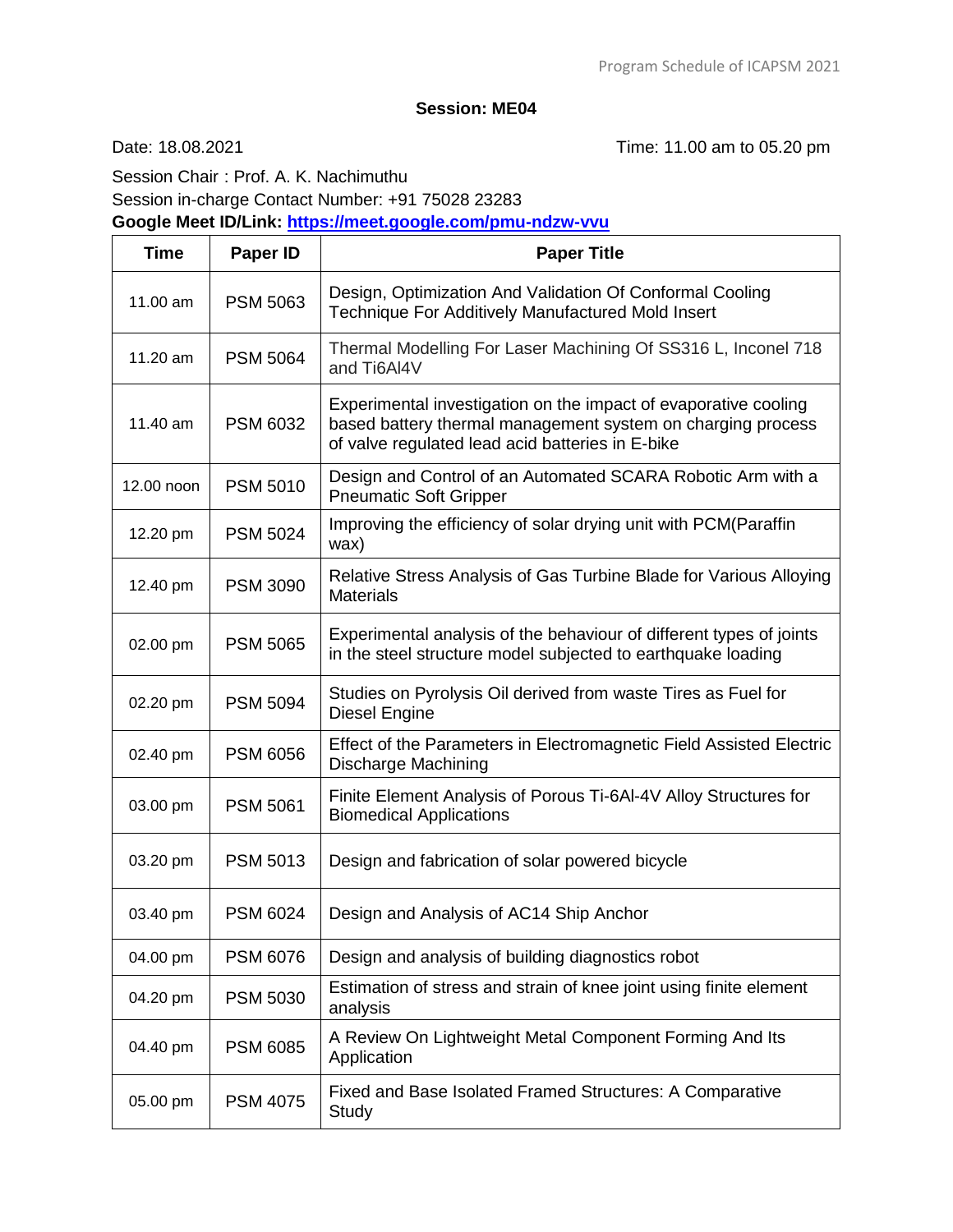**Session: ME04**

Date: 18.08.2021 Time: 11.00 am to 05.20 pm

Session Chair : Prof. A. K. Nachimuthu

Session in-charge Contact Number: +91 75028 23283

**Google Meet ID/Link: [https://meet.google.com/pmu-ndzw-vvu](https://meet.google.com/pmu-ndzw-vvu)**

| Time | Paper ID | Paper Title |
|---|---|---|
| 11.00 am | PSM 5063 | Design, Optimization And Validation Of Conformal Cooling Technique For Additively Manufactured Mold Insert |
| 11.20 am | PSM 5064 | Thermal Modelling For Laser Machining Of SS316 L, Inconel 718 and Ti6Al4V |
| 11.40 am | PSM 6032 | Experimental investigation on the impact of evaporative cooling based battery thermal management system on charging process of valve regulated lead acid batteries in E-bike |
| 12.00 noon | PSM 5010 | Design and Control of an Automated SCARA Robotic Arm with a Pneumatic Soft Gripper |
| 12.20 pm | PSM 5024 | Improving the efficiency of solar drying unit with PCM(Paraffin wax) |
| 12.40 pm | PSM 3090 | Relative Stress Analysis of Gas Turbine Blade for Various Alloying Materials |
| 02.00 pm | PSM 5065 | Experimental analysis of the behaviour of different types of joints in the steel structure model subjected to earthquake loading |
| 02.20 pm | PSM 5094 | Studies on Pyrolysis Oil derived from waste Tires as Fuel for Diesel Engine |
| 02.40 pm | PSM 6056 | Effect of the Parameters in Electromagnetic Field Assisted Electric Discharge Machining |
| 03.00 pm | PSM 5061 | Finite Element Analysis of Porous Ti-6Al-4V Alloy Structures for Biomedical Applications |
| 03.20 pm | PSM 5013 | Design and fabrication of solar powered bicycle |
| 03.40 pm | PSM 6024 | Design and Analysis of AC14 Ship Anchor |
| 04.00 pm | PSM 6076 | Design and analysis of building diagnostics robot |
| 04.20 pm | PSM 5030 | Estimation of stress and strain of knee joint using finite element analysis |
| 04.40 pm | PSM 6085 | A Review On Lightweight Metal Component Forming And Its Application |
| 05.00 pm | PSM 4075 | Fixed and Base Isolated Framed Structures: A Comparative Study |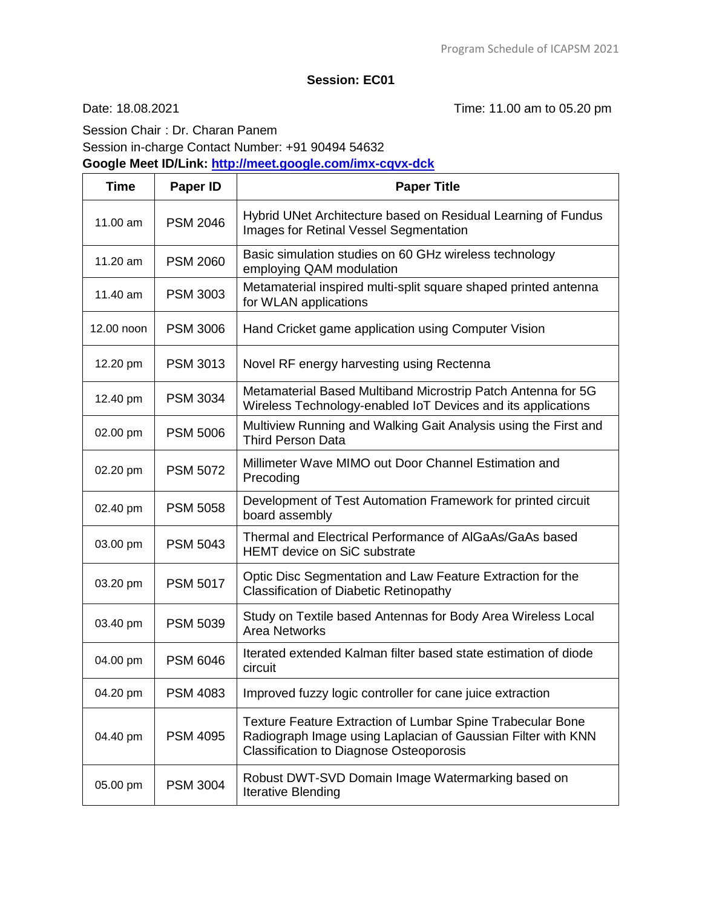**Session: EC01**

Date: 18.08.2021 Time: 11.00 am to 05.20 pm

Session Chair : Dr. Charan Panem

Session in-charge Contact Number: +91 90494 54632

**Google Meet ID/Link: [http://meet.google.com/imx-cqvx-dck](http://meet.google.com/imx-cqvx-dck)**

| Time | Paper ID | Paper Title |
|---|---|---|
| 11.00 am | PSM 2046 | Hybrid UNet Architecture based on Residual Learning of Fundus Images for Retinal Vessel Segmentation |
| 11.20 am | PSM 2060 | Basic simulation studies on 60 GHz wireless technology employing QAM modulation |
| 11.40 am | PSM 3003 | Metamaterial inspired multi-split square shaped printed antenna for WLAN applications |
| 12.00 noon | PSM 3006 | Hand Cricket game application using Computer Vision |
| 12.20 pm | PSM 3013 | Novel RF energy harvesting using Rectenna |
| 12.40 pm | PSM 3034 | Metamaterial Based Multiband Microstrip Patch Antenna for 5G Wireless Technology-enabled IoT Devices and its applications |
| 02.00 pm | PSM 5006 | Multiview Running and Walking Gait Analysis using the First and Third Person Data |
| 02.20 pm | PSM 5072 | Millimeter Wave MIMO out Door Channel Estimation and Precoding |
| 02.40 pm | PSM 5058 | Development of Test Automation Framework for printed circuit board assembly |
| 03.00 pm | PSM 5043 | Thermal and Electrical Performance of AlGaAs/GaAs based HEMT device on SiC substrate |
| 03.20 pm | PSM 5017 | Optic Disc Segmentation and Law Feature Extraction for the Classification of Diabetic Retinopathy |
| 03.40 pm | PSM 5039 | Study on Textile based Antennas for Body Area Wireless Local Area Networks |
| 04.00 pm | PSM 6046 | Iterated extended Kalman filter based state estimation of diode circuit |
| 04.20 pm | PSM 4083 | Improved fuzzy logic controller for cane juice extraction |
| 04.40 pm | PSM 4095 | Texture Feature Extraction of Lumbar Spine Trabecular Bone Radiograph Image using Laplacian of Gaussian Filter with KNN Classification to Diagnose Osteoporosis |
| 05.00 pm | PSM 3004 | Robust DWT-SVD Domain Image Watermarking based on Iterative Blending |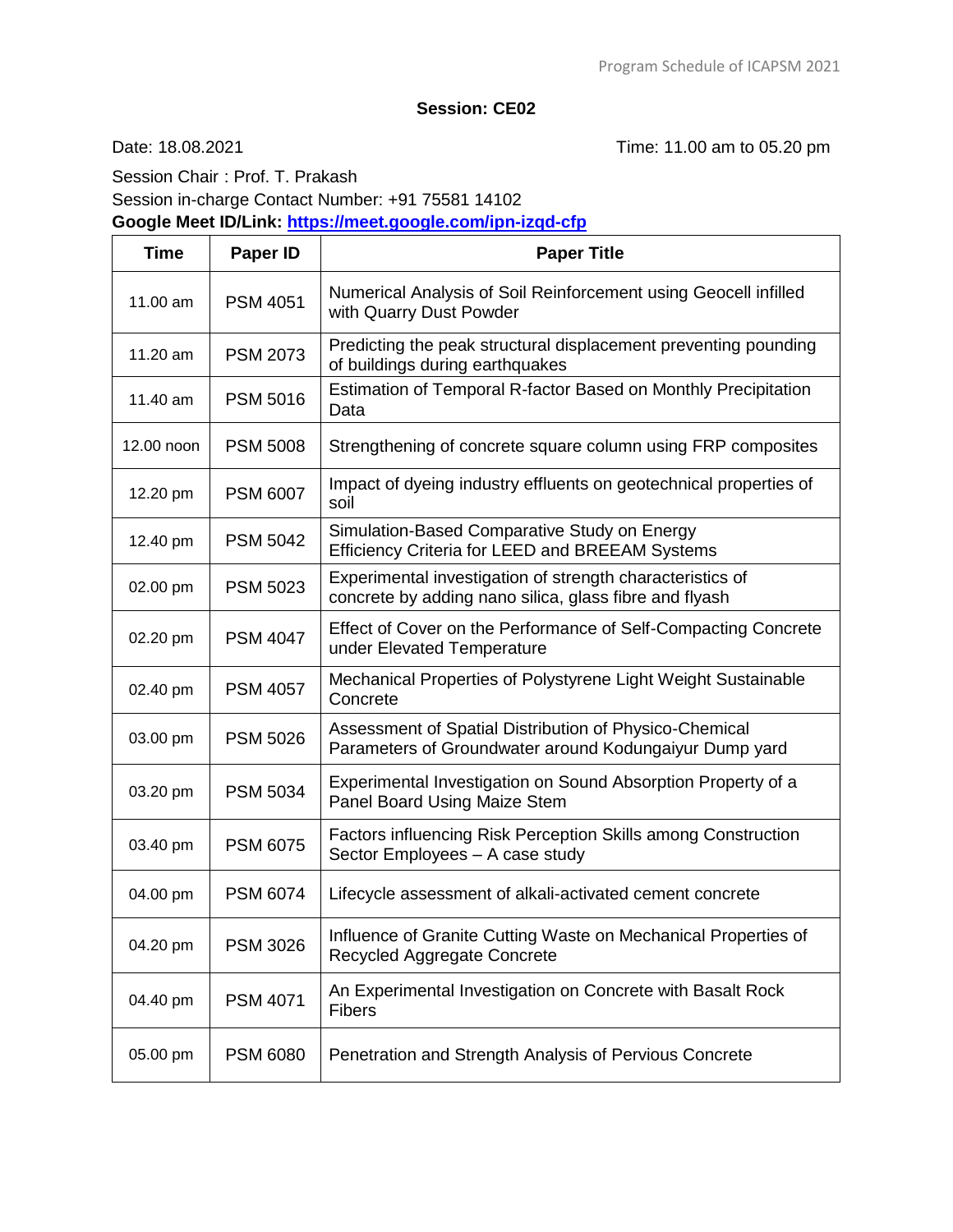**Session: CE02**

Date: 18.08.2021 Time: 11.00 am to 05.20 pm

Session Chair : Prof. T. Prakash
Session in-charge Contact Number: +91 75581 14102
**Google Meet ID/Link: [https://meet.google.com/ipn-izqd-cfp](https://meet.google.com/ipn-izqd-cfp)**

| Time | Paper ID | Paper Title |
|---|---|---|
| 11.00 am | PSM 4051 | Numerical Analysis of Soil Reinforcement using Geocell infilled with Quarry Dust Powder |
| 11.20 am | PSM 2073 | Predicting the peak structural displacement preventing pounding of buildings during earthquakes |
| 11.40 am | PSM 5016 | Estimation of Temporal R-factor Based on Monthly Precipitation Data |
| 12.00 noon | PSM 5008 | Strengthening of concrete square column using FRP composites |
| 12.20 pm | PSM 6007 | Impact of dyeing industry effluents on geotechnical properties of soil |
| 12.40 pm | PSM 5042 | Simulation-Based Comparative Study on Energy Efficiency Criteria for LEED and BREEAM Systems |
| 02.00 pm | PSM 5023 | Experimental investigation of strength characteristics of concrete by adding nano silica, glass fibre and flyash |
| 02.20 pm | PSM 4047 | Effect of Cover on the Performance of Self-Compacting Concrete under Elevated Temperature |
| 02.40 pm | PSM 4057 | Mechanical Properties of Polystyrene Light Weight Sustainable Concrete |
| 03.00 pm | PSM 5026 | Assessment of Spatial Distribution of Physico-Chemical Parameters of Groundwater around Kodungaiyur Dump yard |
| 03.20 pm | PSM 5034 | Experimental Investigation on Sound Absorption Property of a Panel Board Using Maize Stem |
| 03.40 pm | PSM 6075 | Factors influencing Risk Perception Skills among Construction Sector Employees – A case study |
| 04.00 pm | PSM 6074 | Lifecycle assessment of alkali-activated cement concrete |
| 04.20 pm | PSM 3026 | Influence of Granite Cutting Waste on Mechanical Properties of Recycled Aggregate Concrete |
| 04.40 pm | PSM 4071 | An Experimental Investigation on Concrete with Basalt Rock Fibers |
| 05.00 pm | PSM 6080 | Penetration and Strength Analysis of Pervious Concrete |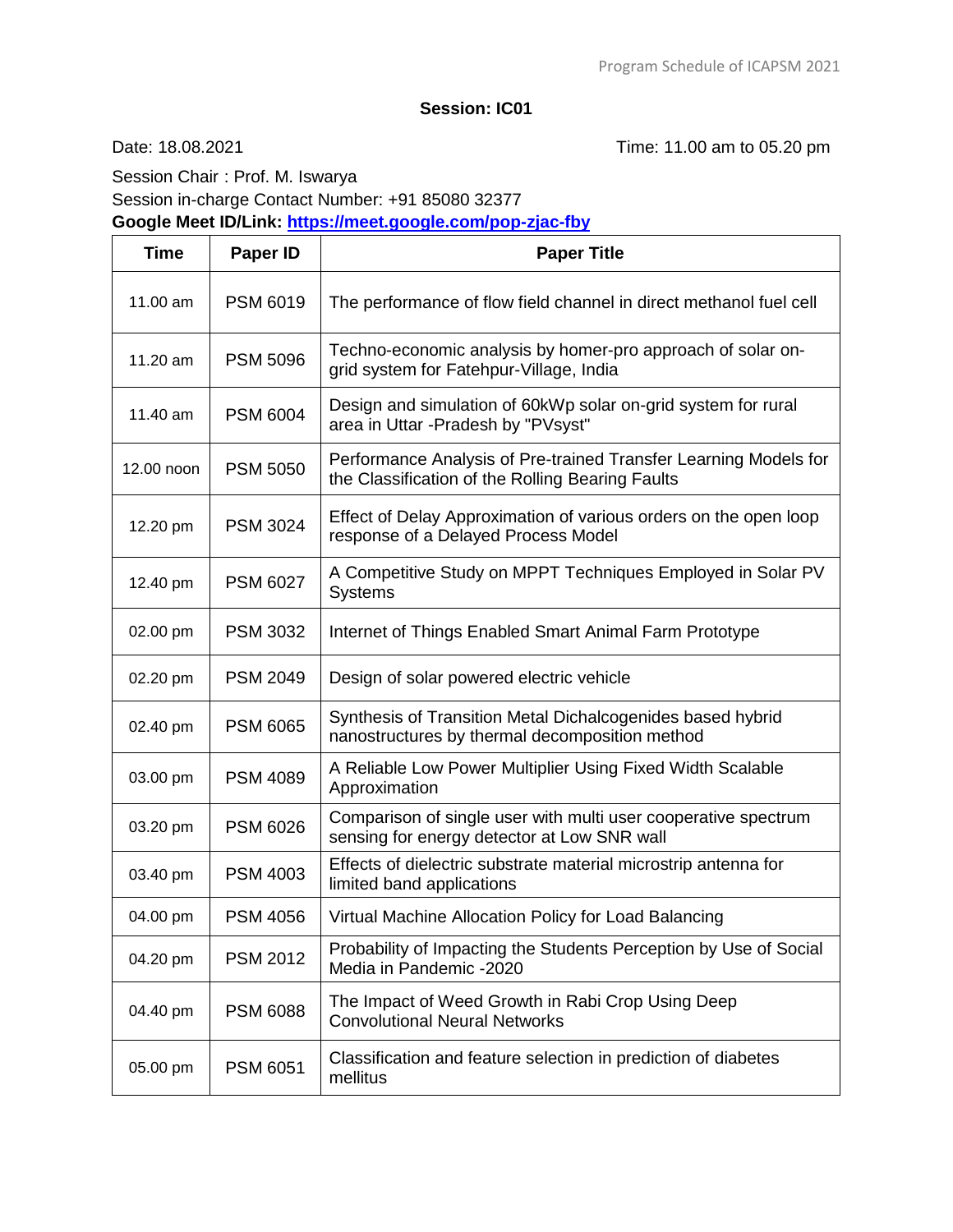**Session: IC01**

Date: 18.08.2021 Time: 11.00 am to 05.20 pm

Session Chair : Prof. M. Iswarya
Session in-charge Contact Number: +91 85080 32377
**Google Meet ID/Link: [https://meet.google.com/pop-zjac-fby](https://meet.google.com/pop-zjac-fby)**

| Time | Paper ID | Paper Title |
|---|---|---|
| 11.00 am | PSM 6019 | The performance of flow field channel in direct methanol fuel cell |
| 11.20 am | PSM 5096 | Techno-economic analysis by homer-pro approach of solar on-grid system for Fatehpur-Village, India |
| 11.40 am | PSM 6004 | Design and simulation of 60kWp solar on-grid system for rural area in Uttar -Pradesh by "PVsyst" |
| 12.00 noon | PSM 5050 | Performance Analysis of Pre-trained Transfer Learning Models for the Classification of the Rolling Bearing Faults |
| 12.20 pm | PSM 3024 | Effect of Delay Approximation of various orders on the open loop response of a Delayed Process Model |
| 12.40 pm | PSM 6027 | A Competitive Study on MPPT Techniques Employed in Solar PV Systems |
| 02.00 pm | PSM 3032 | Internet of Things Enabled Smart Animal Farm Prototype |
| 02.20 pm | PSM 2049 | Design of solar powered electric vehicle |
| 02.40 pm | PSM 6065 | Synthesis of Transition Metal Dichalcogenides based hybrid nanostructures by thermal decomposition method |
| 03.00 pm | PSM 4089 | A Reliable Low Power Multiplier Using Fixed Width Scalable Approximation |
| 03.20 pm | PSM 6026 | Comparison of single user with multi user cooperative spectrum sensing for energy detector at Low SNR wall |
| 03.40 pm | PSM 4003 | Effects of dielectric substrate material microstrip antenna for limited band applications |
| 04.00 pm | PSM 4056 | Virtual Machine Allocation Policy for Load Balancing |
| 04.20 pm | PSM 2012 | Probability of Impacting the Students Perception by Use of Social Media in Pandemic -2020 |
| 04.40 pm | PSM 6088 | The Impact of Weed Growth in Rabi Crop Using Deep Convolutional Neural Networks |
| 05.00 pm | PSM 6051 | Classification and feature selection in prediction of diabetes mellitus |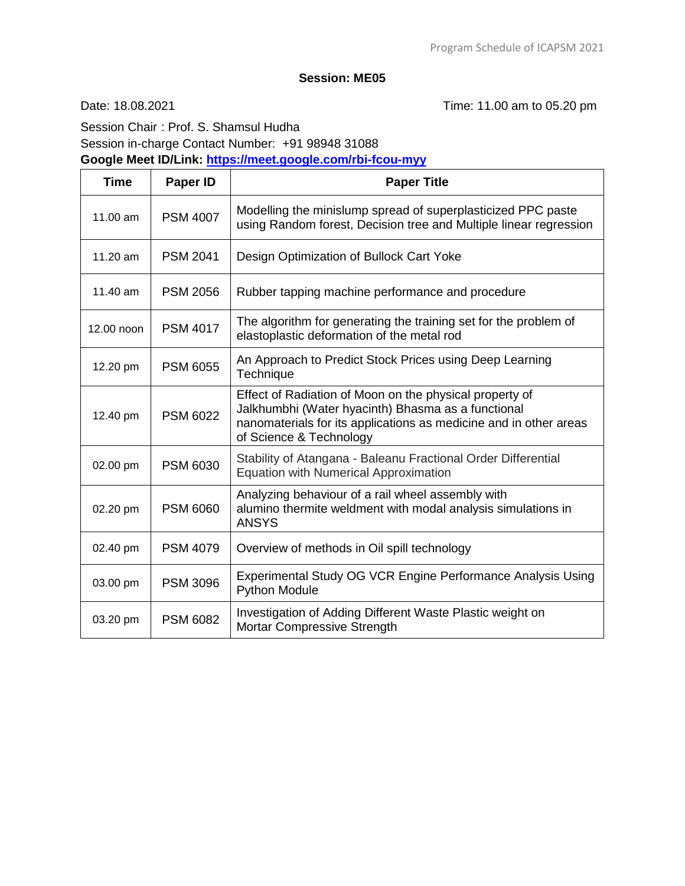**Session: ME05**

Date: 18.08.2021 Time: 11.00 am to 05.20 pm

Session Chair : Prof. S. Shamsul Hudha
Session in-charge Contact Number: +91 98948 31088
**Google Meet ID/Link: [https://meet.google.com/rbi-fcou-myy](https://meet.google.com/rbi-fcou-myy)**

| Time | Paper ID | Paper Title |
|---|---|---|
| 11.00 am | PSM 4007 | Modelling the minislump spread of superplasticized PPC paste using Random forest, Decision tree and Multiple linear regression |
| 11.20 am | PSM 2041 | Design Optimization of Bullock Cart Yoke |
| 11.40 am | PSM 2056 | Rubber tapping machine performance and procedure |
| 12.00 noon | PSM 4017 | The algorithm for generating the training set for the problem of elastoplastic deformation of the metal rod |
| 12.20 pm | PSM 6055 | An Approach to Predict Stock Prices using Deep Learning Technique |
| 12.40 pm | PSM 6022 | Effect of Radiation of Moon on the physical property of Jalkhumbhi (Water hyacinth) Bhasma as a functional nanomaterials for its applications as medicine and in other areas of Science & Technology |
| 02.00 pm | PSM 6030 | Stability of Atangana - Baleanu Fractional Order Differential Equation with Numerical Approximation |
| 02.20 pm | PSM 6060 | Analyzing behaviour of a rail wheel assembly with alumino thermite weldment with modal analysis simulations in ANSYS |
| 02.40 pm | PSM 4079 | Overview of methods in Oil spill technology |
| 03.00 pm | PSM 3096 | Experimental Study OG VCR Engine Performance Analysis Using Python Module |
| 03.20 pm | PSM 6082 | Investigation of Adding Different Waste Plastic weight on Mortar Compressive Strength |